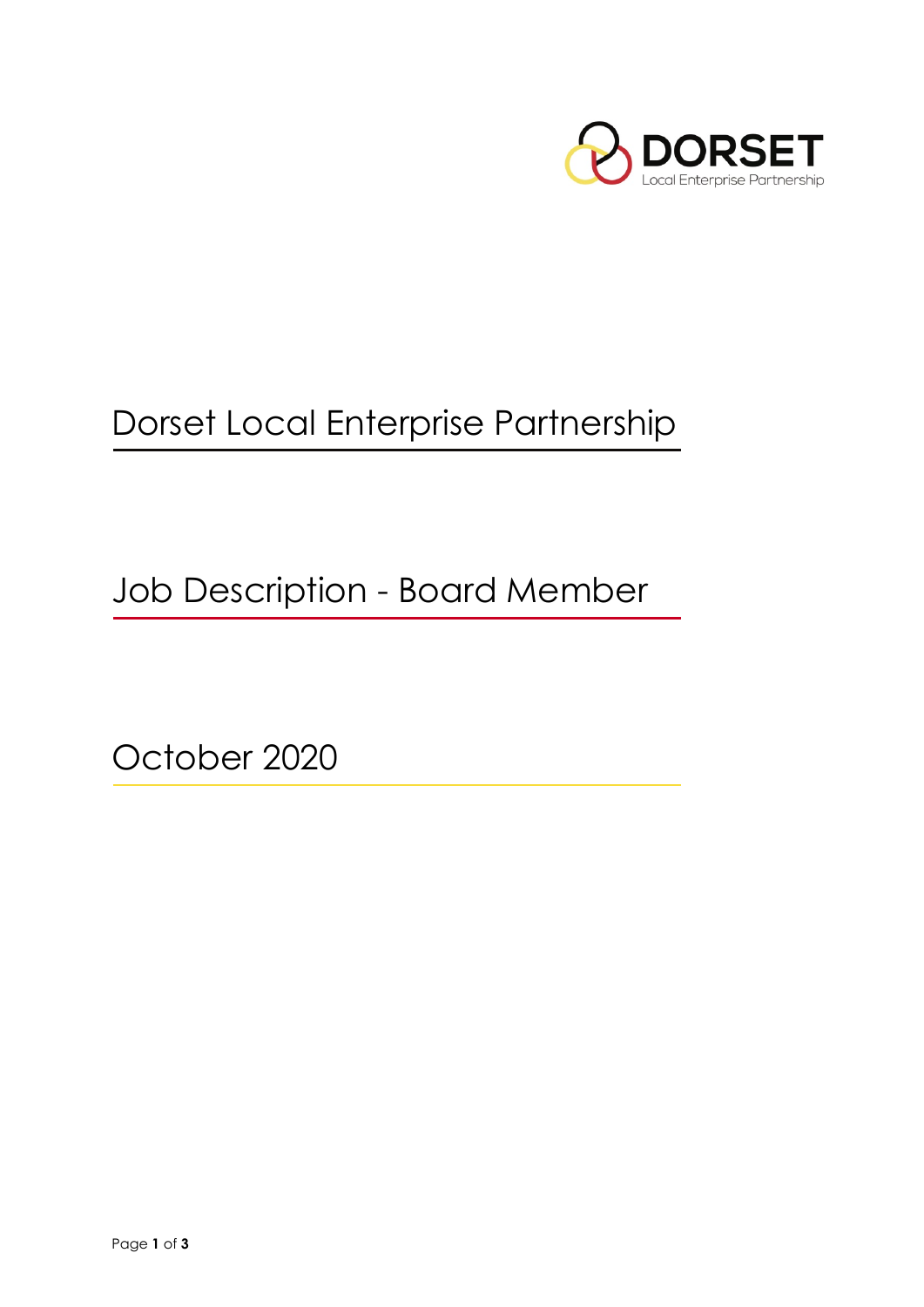DORSET
Local Enterprise Partnership

# Dorset Local Enterprise Partnership

## Job Description - Board Member

October 2020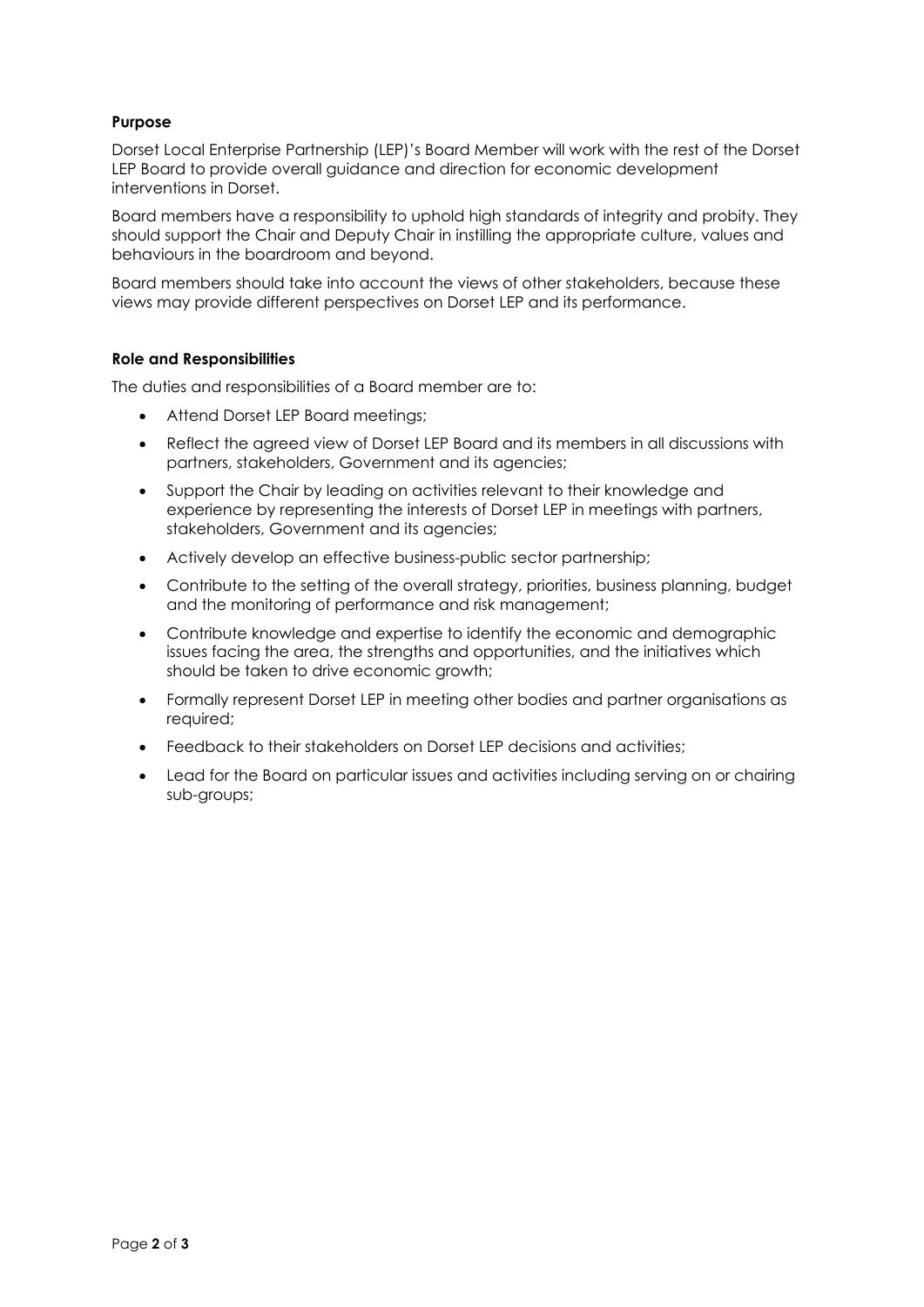**Purpose**

Dorset Local Enterprise Partnership (LEP)'s Board Member will work with the rest of the Dorset LEP Board to provide overall guidance and direction for economic development interventions in Dorset.

Board members have a responsibility to uphold high standards of integrity and probity. They should support the Chair and Deputy Chair in instilling the appropriate culture, values and behaviours in the boardroom and beyond.

Board members should take into account the views of other stakeholders, because these views may provide different perspectives on Dorset LEP and its performance.

**Role and Responsibilities**

The duties and responsibilities of a Board member are to:

- Attend Dorset LEP Board meetings;
- Reflect the agreed view of Dorset LEP Board and its members in all discussions with partners, stakeholders, Government and its agencies;
- Support the Chair by leading on activities relevant to their knowledge and experience by representing the interests of Dorset LEP in meetings with partners, stakeholders, Government and its agencies;
- Actively develop an effective business-public sector partnership;
- Contribute to the setting of the overall strategy, priorities, business planning, budget and the monitoring of performance and risk management;
- Contribute knowledge and expertise to identify the economic and demographic issues facing the area, the strengths and opportunities, and the initiatives which should be taken to drive economic growth;
- Formally represent Dorset LEP in meeting other bodies and partner organisations as required;
- Feedback to their stakeholders on Dorset LEP decisions and activities;
- Lead for the Board on particular issues and activities including serving on or chairing sub-groups;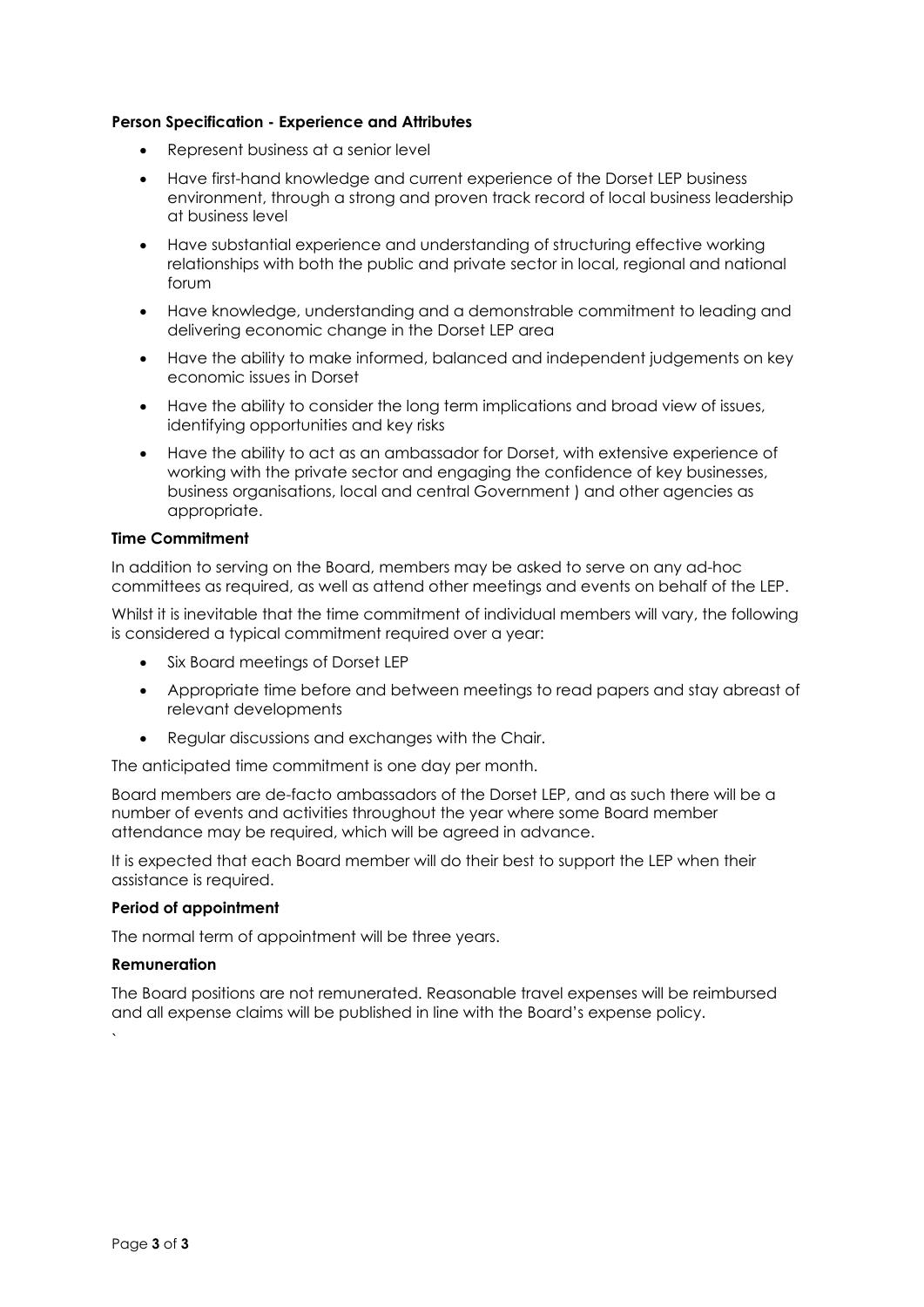**Person Specification - Experience and Attributes**

- Represent business at a senior level
- Have first-hand knowledge and current experience of the Dorset LEP business environment, through a strong and proven track record of local business leadership at business level
- Have substantial experience and understanding of structuring effective working relationships with both the public and private sector in local, regional and national forum
- Have knowledge, understanding and a demonstrable commitment to leading and delivering economic change in the Dorset LEP area
- Have the ability to make informed, balanced and independent judgements on key economic issues in Dorset
- Have the ability to consider the long term implications and broad view of issues, identifying opportunities and key risks
- Have the ability to act as an ambassador for Dorset, with extensive experience of working with the private sector and engaging the confidence of key businesses, business organisations, local and central Government ) and other agencies as appropriate.

**Time Commitment**

In addition to serving on the Board, members may be asked to serve on any ad-hoc committees as required, as well as attend other meetings and events on behalf of the LEP.

Whilst it is inevitable that the time commitment of individual members will vary, the following is considered a typical commitment required over a year:

- Six Board meetings of Dorset LEP
- Appropriate time before and between meetings to read papers and stay abreast of relevant developments
- Regular discussions and exchanges with the Chair.

The anticipated time commitment is one day per month.

Board members are de-facto ambassadors of the Dorset LEP, and as such there will be a number of events and activities throughout the year where some Board member attendance may be required, which will be agreed in advance.

It is expected that each Board member will do their best to support the LEP when their assistance is required.

**Period of appointment**

The normal term of appointment will be three years.

**Remuneration**

The Board positions are not remunerated. Reasonable travel expenses will be reimbursed and all expense claims will be published in line with the Board's expense policy.

`